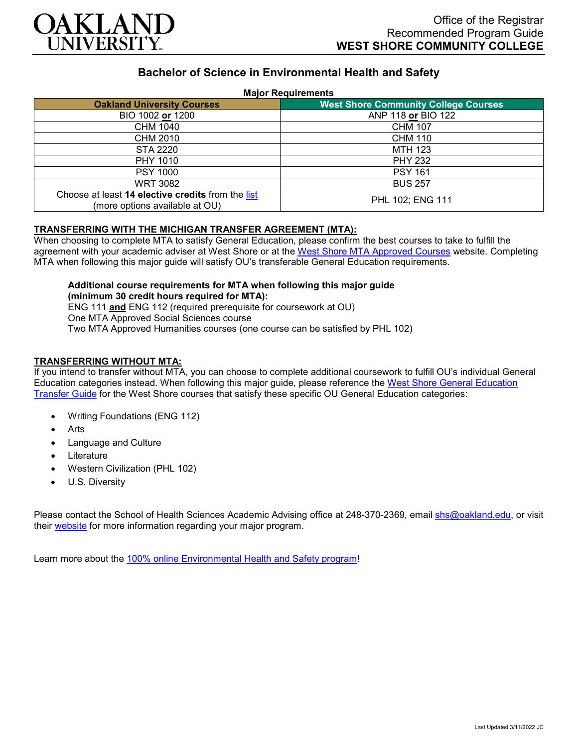OAKLAND UNIVERSITY

Office of the Registrar
Recommended Program Guide
**WEST SHORE COMMUNITY COLLEGE**

## Bachelor of Science in Environmental Health and Safety

**Major Requirements**

| Oakland University Courses | West Shore Community College Courses |
|---|---|
| BIO 1002 **or** 1200 | ANP 118 **or** BIO 122 |
| CHM 1040 | CHM 107 |
| CHM 2010 | CHM 110 |
| STA 2220 | MTH 123 |
| PHY 1010 | PHY 232 |
| PSY 1000 | PSY 161 |
| WRT 3082 | BUS 257 |
| Choose at least **14 elective credits** from the list (more options available at OU) | PHL 102; ENG 111 |

**TRANSFERRING WITH THE MICHIGAN TRANSFER AGREEMENT (MTA):**

When choosing to complete MTA to satisfy General Education, please confirm the best courses to take to fulfill the agreement with your academic adviser at West Shore or at the West Shore MTA Approved Courses website. Completing MTA when following this major guide will satisfy OU's transferable General Education requirements.

**Additional course requirements for MTA when following this major guide (minimum 30 credit hours required for MTA):**
ENG 111 **and** ENG 112 (required prerequisite for coursework at OU)
One MTA Approved Social Sciences course
Two MTA Approved Humanities courses (one course can be satisfied by PHL 102)

**TRANSFERRING WITHOUT MTA:**

If you intend to transfer without MTA, you can choose to complete additional coursework to fulfill OU's individual General Education categories instead. When following this major guide, please reference the West Shore General Education Transfer Guide for the West Shore courses that satisfy these specific OU General Education categories:

- Writing Foundations (ENG 112)
- Arts
- Language and Culture
- Literature
- Western Civilization (PHL 102)
- U.S. Diversity

Please contact the School of Health Sciences Academic Advising office at 248-370-2369, email shs@oakland.edu, or visit their website for more information regarding your major program.

Learn more about the 100% online Environmental Health and Safety program!

Last Updated 3/11/2022 JC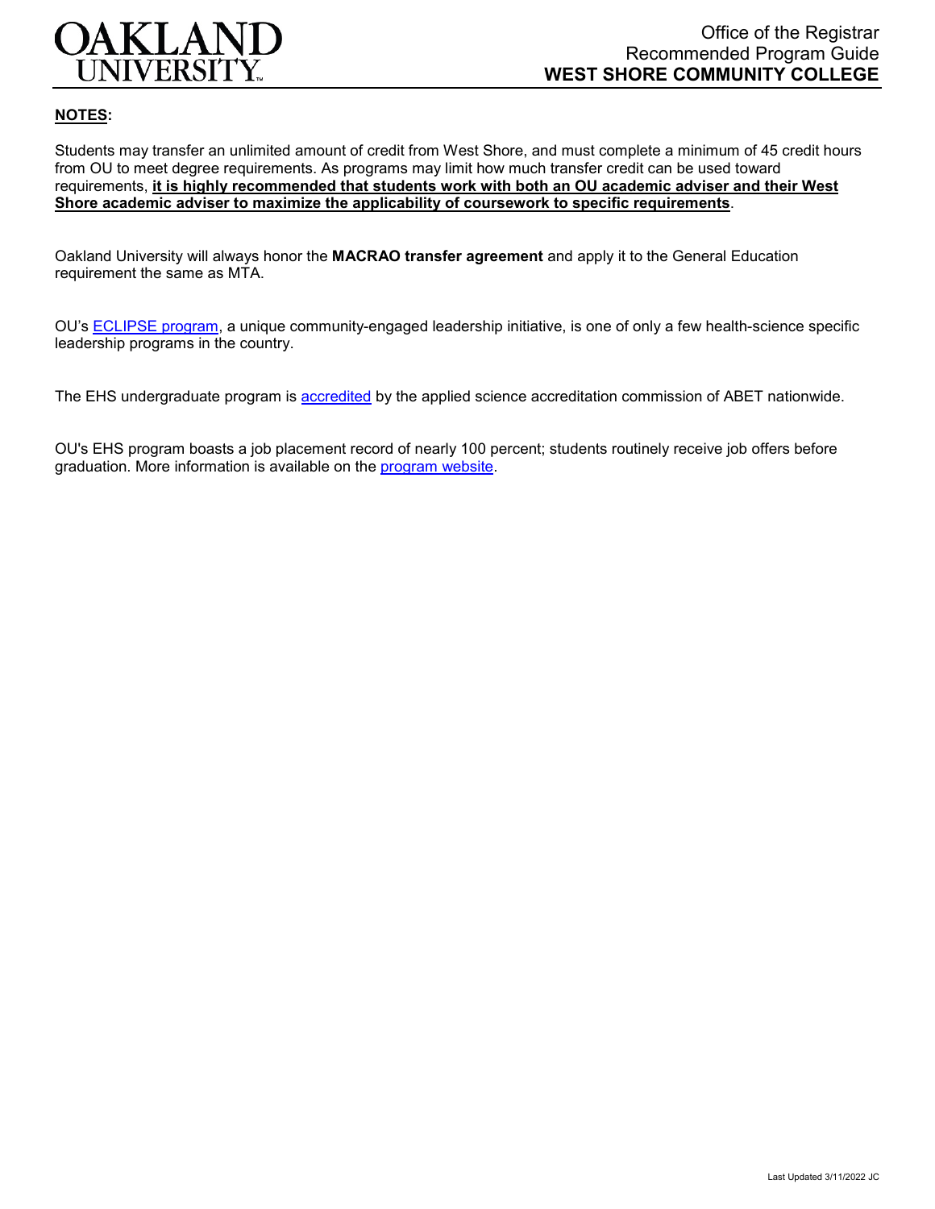**NOTES:**

Students may transfer an unlimited amount of credit from West Shore, and must complete a minimum of 45 credit hours from OU to meet degree requirements. As programs may limit how much transfer credit can be used toward requirements, **it is highly recommended that students work with both an OU academic adviser and their West Shore academic adviser to maximize the applicability of coursework to specific requirements**.

Oakland University will always honor the **MACRAO transfer agreement** and apply it to the General Education requirement the same as MTA.

OU's ECLIPSE program, a unique community-engaged leadership initiative, is one of only a few health-science specific leadership programs in the country.

The EHS undergraduate program is accredited by the applied science accreditation commission of ABET nationwide.

OU's EHS program boasts a job placement record of nearly 100 percent; students routinely receive job offers before graduation. More information is available on the program website.

Last Updated 3/11/2022 JC